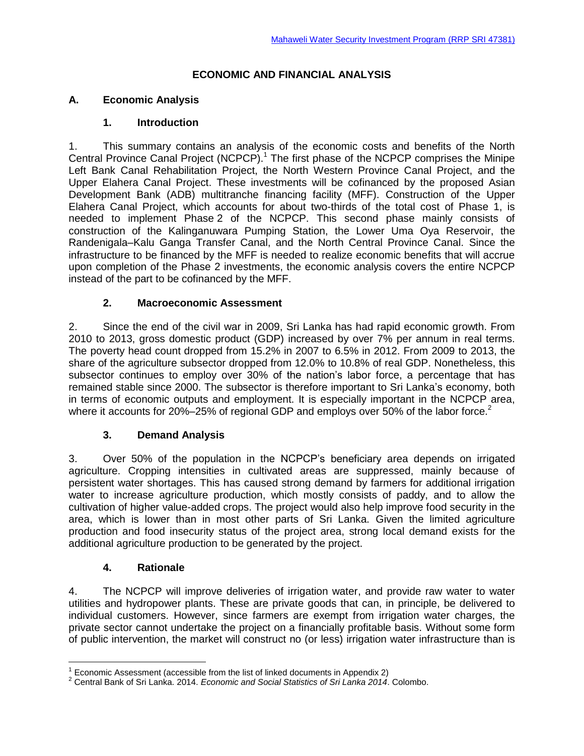# ECONOMIC AND FINANCIAL ANALYSIS

## A. Economic Analysis

### 1. Introduction

1. This summary contains an analysis of the economic costs and benefits of the North Central Province Canal Project (NCPCP).[1] The first phase of the NCPCP comprises the Minipe Left Bank Canal Rehabilitation Project, the North Western Province Canal Project, and the Upper Elahera Canal Project. These investments will be cofinanced by the proposed Asian Development Bank (ADB) multitranche financing facility (MFF). Construction of the Upper Elahera Canal Project, which accounts for about two-thirds of the total cost of Phase 1, is needed to implement Phase 2 of the NCPCP. This second phase mainly consists of construction of the Kalinganuwara Pumping Station, the Lower Uma Oya Reservoir, the Randenigala–Kalu Ganga Transfer Canal, and the North Central Province Canal. Since the infrastructure to be financed by the MFF is needed to realize economic benefits that will accrue upon completion of the Phase 2 investments, the economic analysis covers the entire NCPCP instead of the part to be cofinanced by the MFF.

### 2. Macroeconomic Assessment

2. Since the end of the civil war in 2009, Sri Lanka has had rapid economic growth. From 2010 to 2013, gross domestic product (GDP) increased by over 7% per annum in real terms. The poverty head count dropped from 15.2% in 2007 to 6.5% in 2012. From 2009 to 2013, the share of the agriculture subsector dropped from 12.0% to 10.8% of real GDP. Nonetheless, this subsector continues to employ over 30% of the nation's labor force, a percentage that has remained stable since 2000. The subsector is therefore important to Sri Lanka's economy, both in terms of economic outputs and employment. It is especially important in the NCPCP area, where it accounts for 20%–25% of regional GDP and employs over 50% of the labor force.[2]

### 3. Demand Analysis

3. Over 50% of the population in the NCPCP's beneficiary area depends on irrigated agriculture. Cropping intensities in cultivated areas are suppressed, mainly because of persistent water shortages. This has caused strong demand by farmers for additional irrigation water to increase agriculture production, which mostly consists of paddy, and to allow the cultivation of higher value-added crops. The project would also help improve food security in the area, which is lower than in most other parts of Sri Lanka. Given the limited agriculture production and food insecurity status of the project area, strong local demand exists for the additional agriculture production to be generated by the project.

### 4. Rationale

4. The NCPCP will improve deliveries of irrigation water, and provide raw water to water utilities and hydropower plants. These are private goods that can, in principle, be delivered to individual customers. However, since farmers are exempt from irrigation water charges, the private sector cannot undertake the project on a financially profitable basis. Without some form of public intervention, the market will construct no (or less) irrigation water infrastructure than is

---

[1] Economic Assessment (accessible from the list of linked documents in Appendix 2)

[2] Central Bank of Sri Lanka. 2014. *Economic and Social Statistics of Sri Lanka 2014*. Colombo.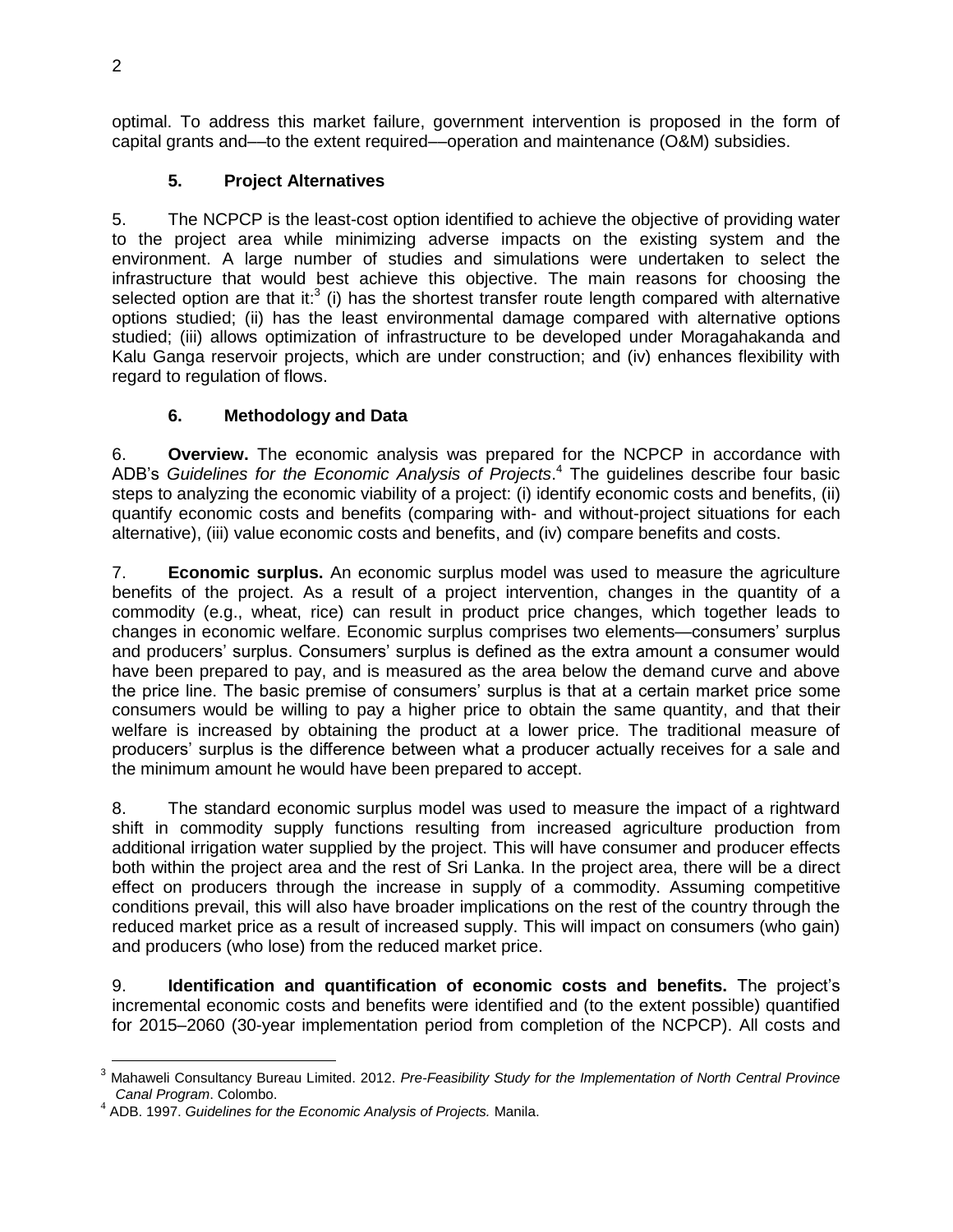optimal. To address this market failure, government intervention is proposed in the form of capital grants and––to the extent required––operation and maintenance (O&M) subsidies.

## 5. Project Alternatives

5. The NCPCP is the least-cost option identified to achieve the objective of providing water to the project area while minimizing adverse impacts on the existing system and the environment. A large number of studies and simulations were undertaken to select the infrastructure that would best achieve this objective. The main reasons for choosing the selected option are that it:[3] (i) has the shortest transfer route length compared with alternative options studied; (ii) has the least environmental damage compared with alternative options studied; (iii) allows optimization of infrastructure to be developed under Moragahakanda and Kalu Ganga reservoir projects, which are under construction; and (iv) enhances flexibility with regard to regulation of flows.

## 6. Methodology and Data

6. **Overview.** The economic analysis was prepared for the NCPCP in accordance with ADB's *Guidelines for the Economic Analysis of Projects*.[4] The guidelines describe four basic steps to analyzing the economic viability of a project: (i) identify economic costs and benefits, (ii) quantify economic costs and benefits (comparing with- and without-project situations for each alternative), (iii) value economic costs and benefits, and (iv) compare benefits and costs.

7. **Economic surplus.** An economic surplus model was used to measure the agriculture benefits of the project. As a result of a project intervention, changes in the quantity of a commodity (e.g., wheat, rice) can result in product price changes, which together leads to changes in economic welfare. Economic surplus comprises two elements—consumers' surplus and producers' surplus. Consumers' surplus is defined as the extra amount a consumer would have been prepared to pay, and is measured as the area below the demand curve and above the price line. The basic premise of consumers' surplus is that at a certain market price some consumers would be willing to pay a higher price to obtain the same quantity, and that their welfare is increased by obtaining the product at a lower price. The traditional measure of producers' surplus is the difference between what a producer actually receives for a sale and the minimum amount he would have been prepared to accept.

8. The standard economic surplus model was used to measure the impact of a rightward shift in commodity supply functions resulting from increased agriculture production from additional irrigation water supplied by the project. This will have consumer and producer effects both within the project area and the rest of Sri Lanka. In the project area, there will be a direct effect on producers through the increase in supply of a commodity. Assuming competitive conditions prevail, this will also have broader implications on the rest of the country through the reduced market price as a result of increased supply. This will impact on consumers (who gain) and producers (who lose) from the reduced market price.

9. **Identification and quantification of economic costs and benefits.** The project's incremental economic costs and benefits were identified and (to the extent possible) quantified for 2015–2060 (30-year implementation period from completion of the NCPCP). All costs and

---

[3] Mahaweli Consultancy Bureau Limited. 2012. *Pre-Feasibility Study for the Implementation of North Central Province Canal Program*. Colombo.

[4] ADB. 1997. *Guidelines for the Economic Analysis of Projects.* Manila.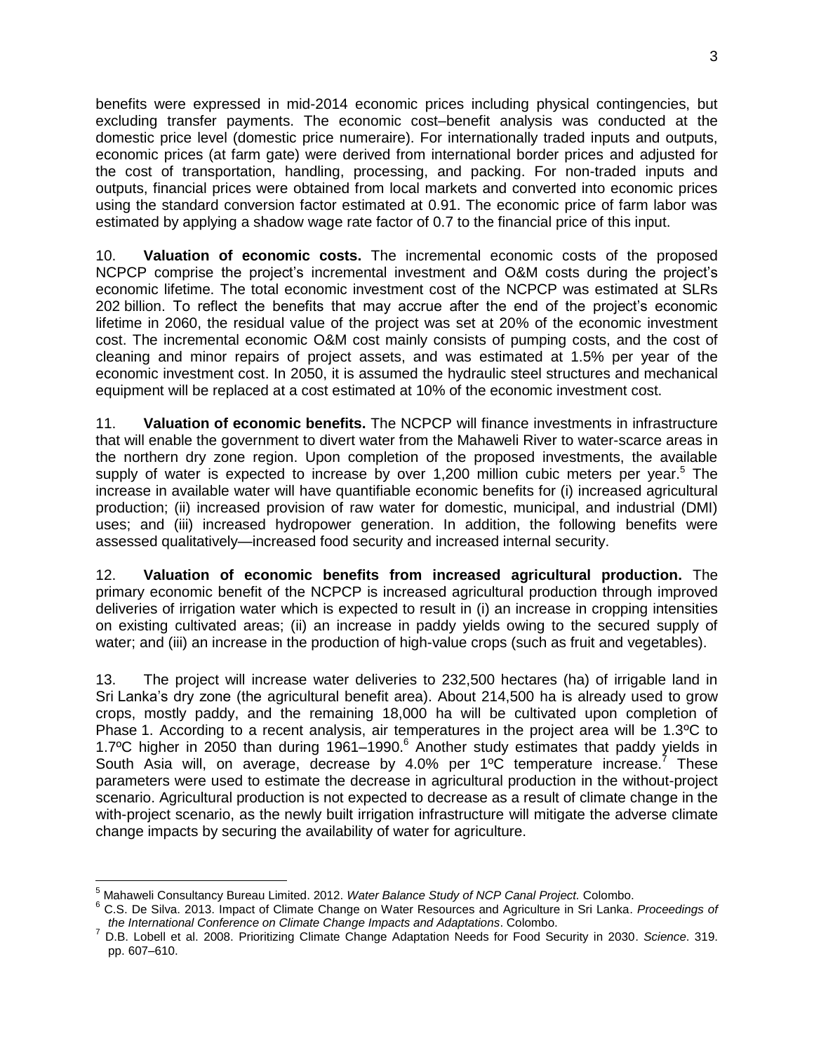benefits were expressed in mid-2014 economic prices including physical contingencies, but excluding transfer payments. The economic cost–benefit analysis was conducted at the domestic price level (domestic price numeraire). For internationally traded inputs and outputs, economic prices (at farm gate) were derived from international border prices and adjusted for the cost of transportation, handling, processing, and packing. For non-traded inputs and outputs, financial prices were obtained from local markets and converted into economic prices using the standard conversion factor estimated at 0.91. The economic price of farm labor was estimated by applying a shadow wage rate factor of 0.7 to the financial price of this input.

10. **Valuation of economic costs.** The incremental economic costs of the proposed NCPCP comprise the project's incremental investment and O&M costs during the project's economic lifetime. The total economic investment cost of the NCPCP was estimated at SLRs 202 billion. To reflect the benefits that may accrue after the end of the project's economic lifetime in 2060, the residual value of the project was set at 20% of the economic investment cost. The incremental economic O&M cost mainly consists of pumping costs, and the cost of cleaning and minor repairs of project assets, and was estimated at 1.5% per year of the economic investment cost. In 2050, it is assumed the hydraulic steel structures and mechanical equipment will be replaced at a cost estimated at 10% of the economic investment cost.

11. **Valuation of economic benefits.** The NCPCP will finance investments in infrastructure that will enable the government to divert water from the Mahaweli River to water-scarce areas in the northern dry zone region. Upon completion of the proposed investments, the available supply of water is expected to increase by over 1,200 million cubic meters per year.[5] The increase in available water will have quantifiable economic benefits for (i) increased agricultural production; (ii) increased provision of raw water for domestic, municipal, and industrial (DMI) uses; and (iii) increased hydropower generation. In addition, the following benefits were assessed qualitatively—increased food security and increased internal security.

12. **Valuation of economic benefits from increased agricultural production.** The primary economic benefit of the NCPCP is increased agricultural production through improved deliveries of irrigation water which is expected to result in (i) an increase in cropping intensities on existing cultivated areas; (ii) an increase in paddy yields owing to the secured supply of water; and (iii) an increase in the production of high-value crops (such as fruit and vegetables).

13. The project will increase water deliveries to 232,500 hectares (ha) of irrigable land in Sri Lanka's dry zone (the agricultural benefit area). About 214,500 ha is already used to grow crops, mostly paddy, and the remaining 18,000 ha will be cultivated upon completion of Phase 1. According to a recent analysis, air temperatures in the project area will be 1.3ºC to 1.7ºC higher in 2050 than during 1961–1990.[6] Another study estimates that paddy yields in South Asia will, on average, decrease by 4.0% per 1ºC temperature increase.[7] These parameters were used to estimate the decrease in agricultural production in the without-project scenario. Agricultural production is not expected to decrease as a result of climate change in the with-project scenario, as the newly built irrigation infrastructure will mitigate the adverse climate change impacts by securing the availability of water for agriculture.

---

[5] Mahaweli Consultancy Bureau Limited. 2012. *Water Balance Study of NCP Canal Project.* Colombo.

[6] C.S. De Silva. 2013. Impact of Climate Change on Water Resources and Agriculture in Sri Lanka. *Proceedings of the International Conference on Climate Change Impacts and Adaptations*. Colombo.

[7] D.B. Lobell et al. 2008. Prioritizing Climate Change Adaptation Needs for Food Security in 2030. *Science*. 319. pp. 607–610.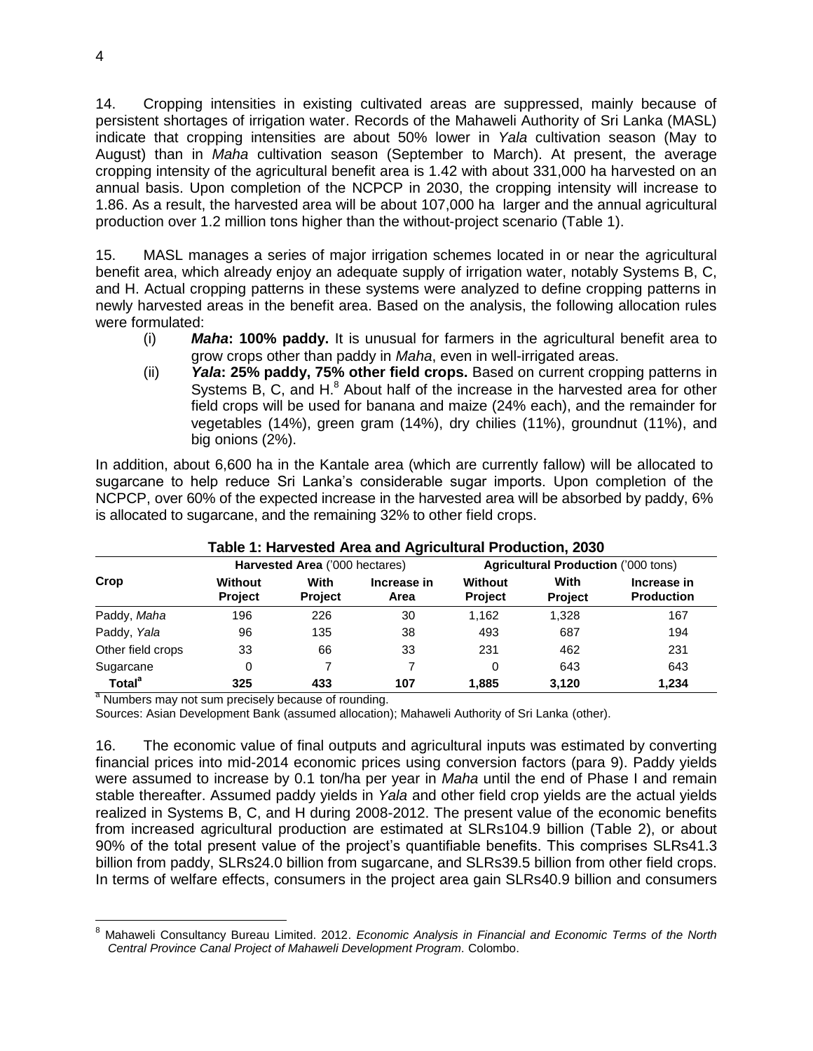14. Cropping intensities in existing cultivated areas are suppressed, mainly because of persistent shortages of irrigation water. Records of the Mahaweli Authority of Sri Lanka (MASL) indicate that cropping intensities are about 50% lower in *Yala* cultivation season (May to August) than in *Maha* cultivation season (September to March). At present, the average cropping intensity of the agricultural benefit area is 1.42 with about 331,000 ha harvested on an annual basis. Upon completion of the NCPCP in 2030, the cropping intensity will increase to 1.86. As a result, the harvested area will be about 107,000 ha larger and the annual agricultural production over 1.2 million tons higher than the without-project scenario (Table 1).

15. MASL manages a series of major irrigation schemes located in or near the agricultural benefit area, which already enjoy an adequate supply of irrigation water, notably Systems B, C, and H. Actual cropping patterns in these systems were analyzed to define cropping patterns in newly harvested areas in the benefit area. Based on the analysis, the following allocation rules were formulated:

(i) ***Maha*: 100% paddy.** It is unusual for farmers in the agricultural benefit area to grow crops other than paddy in *Maha*, even in well-irrigated areas.

(ii) ***Yala*: 25% paddy, 75% other field crops.** Based on current cropping patterns in Systems B, C, and H.[8] About half of the increase in the harvested area for other field crops will be used for banana and maize (24% each), and the remainder for vegetables (14%), green gram (14%), dry chilies (11%), groundnut (11%), and big onions (2%).

In addition, about 6,600 ha in the Kantale area (which are currently fallow) will be allocated to sugarcane to help reduce Sri Lanka's considerable sugar imports. Upon completion of the NCPCP, over 60% of the expected increase in the harvested area will be absorbed by paddy, 6% is allocated to sugarcane, and the remaining 32% to other field crops.

**Table 1: Harvested Area and Agricultural Production, 2030**

| Crop | Harvested Area ('000 hectares) | | | Agricultural Production ('000 tons) | | |
|---|---|---|---|---|---|---|
| | **Without Project** | **With Project** | **Increase in Area** | **Without Project** | **With Project** | **Increase in Production** |
| Paddy, *Maha* | 196 | 226 | 30 | 1,162 | 1,328 | 167 |
| Paddy, *Yala* | 96 | 135 | 38 | 493 | 687 | 194 |
| Other field crops | 33 | 66 | 33 | 231 | 462 | 231 |
| Sugarcane | 0 | 7 | 7 | 0 | 643 | 643 |
| **Total[a]** | **325** | **433** | **107** | **1,885** | **3,120** | **1,234** |

[a] Numbers may not sum precisely because of rounding.

Sources: Asian Development Bank (assumed allocation); Mahaweli Authority of Sri Lanka (other).

16. The economic value of final outputs and agricultural inputs was estimated by converting financial prices into mid-2014 economic prices using conversion factors (para 9). Paddy yields were assumed to increase by 0.1 ton/ha per year in *Maha* until the end of Phase I and remain stable thereafter. Assumed paddy yields in *Yala* and other field crop yields are the actual yields realized in Systems B, C, and H during 2008-2012. The present value of the economic benefits from increased agricultural production are estimated at SLRs104.9 billion (Table 2), or about 90% of the total present value of the project's quantifiable benefits. This comprises SLRs41.3 billion from paddy, SLRs24.0 billion from sugarcane, and SLRs39.5 billion from other field crops. In terms of welfare effects, consumers in the project area gain SLRs40.9 billion and consumers

[8] Mahaweli Consultancy Bureau Limited. 2012. *Economic Analysis in Financial and Economic Terms of the North Central Province Canal Project of Mahaweli Development Program.* Colombo.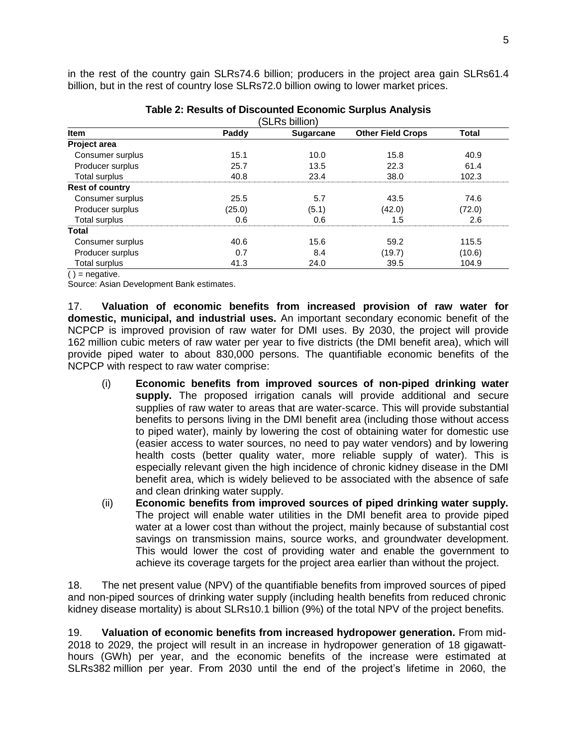in the rest of the country gain SLRs74.6 billion; producers in the project area gain SLRs61.4 billion, but in the rest of country lose SLRs72.0 billion owing to lower market prices.

**Table 2: Results of Discounted Economic Surplus Analysis**
(SLRs billion)

| Item | Paddy | Sugarcane | Other Field Crops | Total |
|---|---|---|---|---|
| **Project area** | | | | |
| Consumer surplus | 15.1 | 10.0 | 15.8 | 40.9 |
| Producer surplus | 25.7 | 13.5 | 22.3 | 61.4 |
| Total surplus | 40.8 | 23.4 | 38.0 | 102.3 |
| **Rest of country** | | | | |
| Consumer surplus | 25.5 | 5.7 | 43.5 | 74.6 |
| Producer surplus | (25.0) | (5.1) | (42.0) | (72.0) |
| Total surplus | 0.6 | 0.6 | 1.5 | 2.6 |
| **Total** | | | | |
| Consumer surplus | 40.6 | 15.6 | 59.2 | 115.5 |
| Producer surplus | 0.7 | 8.4 | (19.7) | (10.6) |
| Total surplus | 41.3 | 24.0 | 39.5 | 104.9 |

( ) = negative.
Source: Asian Development Bank estimates.

17. **Valuation of economic benefits from increased provision of raw water for domestic, municipal, and industrial uses.** An important secondary economic benefit of the NCPCP is improved provision of raw water for DMI uses. By 2030, the project will provide 162 million cubic meters of raw water per year to five districts (the DMI benefit area), which will provide piped water to about 830,000 persons. The quantifiable economic benefits of the NCPCP with respect to raw water comprise:

(i) **Economic benefits from improved sources of non-piped drinking water supply.** The proposed irrigation canals will provide additional and secure supplies of raw water to areas that are water-scarce. This will provide substantial benefits to persons living in the DMI benefit area (including those without access to piped water), mainly by lowering the cost of obtaining water for domestic use (easier access to water sources, no need to pay water vendors) and by lowering health costs (better quality water, more reliable supply of water). This is especially relevant given the high incidence of chronic kidney disease in the DMI benefit area, which is widely believed to be associated with the absence of safe and clean drinking water supply.

(ii) **Economic benefits from improved sources of piped drinking water supply.** The project will enable water utilities in the DMI benefit area to provide piped water at a lower cost than without the project, mainly because of substantial cost savings on transmission mains, source works, and groundwater development. This would lower the cost of providing water and enable the government to achieve its coverage targets for the project area earlier than without the project.

18. The net present value (NPV) of the quantifiable benefits from improved sources of piped and non-piped sources of drinking water supply (including health benefits from reduced chronic kidney disease mortality) is about SLRs10.1 billion (9%) of the total NPV of the project benefits.

19. **Valuation of economic benefits from increased hydropower generation.** From mid-2018 to 2029, the project will result in an increase in hydropower generation of 18 gigawatt-hours (GWh) per year, and the economic benefits of the increase were estimated at SLRs382 million per year. From 2030 until the end of the project's lifetime in 2060, the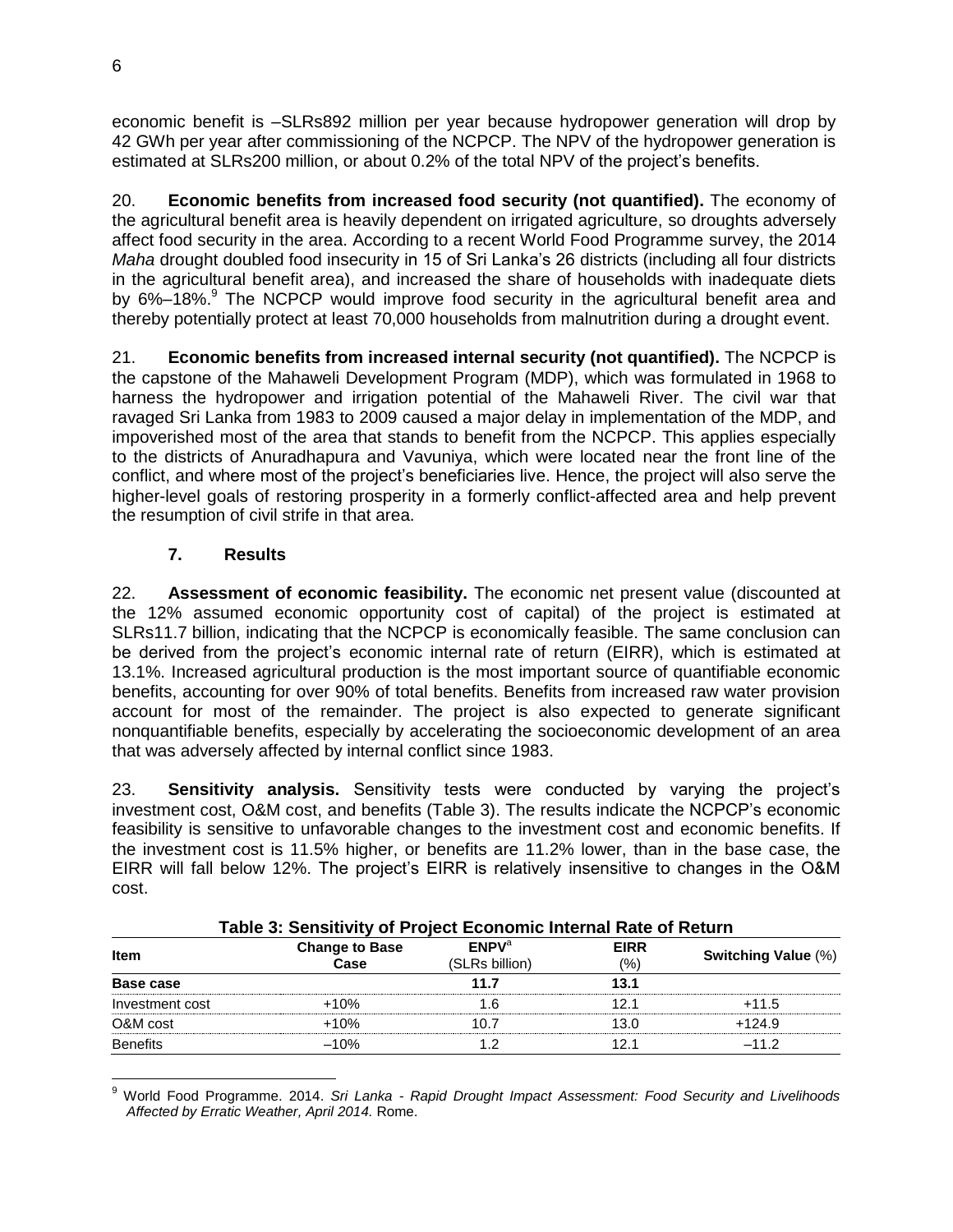economic benefit is –SLRs892 million per year because hydropower generation will drop by 42 GWh per year after commissioning of the NCPCP. The NPV of the hydropower generation is estimated at SLRs200 million, or about 0.2% of the total NPV of the project's benefits.

20. **Economic benefits from increased food security (not quantified).** The economy of the agricultural benefit area is heavily dependent on irrigated agriculture, so droughts adversely affect food security in the area. According to a recent World Food Programme survey, the 2014 *Maha* drought doubled food insecurity in 15 of Sri Lanka's 26 districts (including all four districts in the agricultural benefit area), and increased the share of households with inadequate diets by 6%–18%.[9] The NCPCP would improve food security in the agricultural benefit area and thereby potentially protect at least 70,000 households from malnutrition during a drought event.

21. **Economic benefits from increased internal security (not quantified).** The NCPCP is the capstone of the Mahaweli Development Program (MDP), which was formulated in 1968 to harness the hydropower and irrigation potential of the Mahaweli River. The civil war that ravaged Sri Lanka from 1983 to 2009 caused a major delay in implementation of the MDP, and impoverished most of the area that stands to benefit from the NCPCP. This applies especially to the districts of Anuradhapura and Vavuniya, which were located near the front line of the conflict, and where most of the project's beneficiaries live. Hence, the project will also serve the higher-level goals of restoring prosperity in a formerly conflict-affected area and help prevent the resumption of civil strife in that area.

### 7. Results

22. **Assessment of economic feasibility.** The economic net present value (discounted at the 12% assumed economic opportunity cost of capital) of the project is estimated at SLRs11.7 billion, indicating that the NCPCP is economically feasible. The same conclusion can be derived from the project's economic internal rate of return (EIRR), which is estimated at 13.1%. Increased agricultural production is the most important source of quantifiable economic benefits, accounting for over 90% of total benefits. Benefits from increased raw water provision account for most of the remainder. The project is also expected to generate significant nonquantifiable benefits, especially by accelerating the socioeconomic development of an area that was adversely affected by internal conflict since 1983.

23. **Sensitivity analysis.** Sensitivity tests were conducted by varying the project's investment cost, O&M cost, and benefits (Table 3). The results indicate the NCPCP's economic feasibility is sensitive to unfavorable changes to the investment cost and economic benefits. If the investment cost is 11.5% higher, or benefits are 11.2% lower, than in the base case, the EIRR will fall below 12%. The project's EIRR is relatively insensitive to changes in the O&M cost.

**Table 3: Sensitivity of Project Economic Internal Rate of Return**

| Item | Change to Base Case | ENPV[a] (SLRs billion) | EIRR (%) | Switching Value (%) |
|---|---|---|---|---|
| **Base case** | | **11.7** | **13.1** | |
| Investment cost | +10% | 1.6 | 12.1 | +11.5 |
| O&M cost | +10% | 10.7 | 13.0 | +124.9 |
| Benefits | –10% | 1.2 | 12.1 | –11.2 |

[9] World Food Programme. 2014. *Sri Lanka - Rapid Drought Impact Assessment: Food Security and Livelihoods Affected by Erratic Weather, April 2014.* Rome.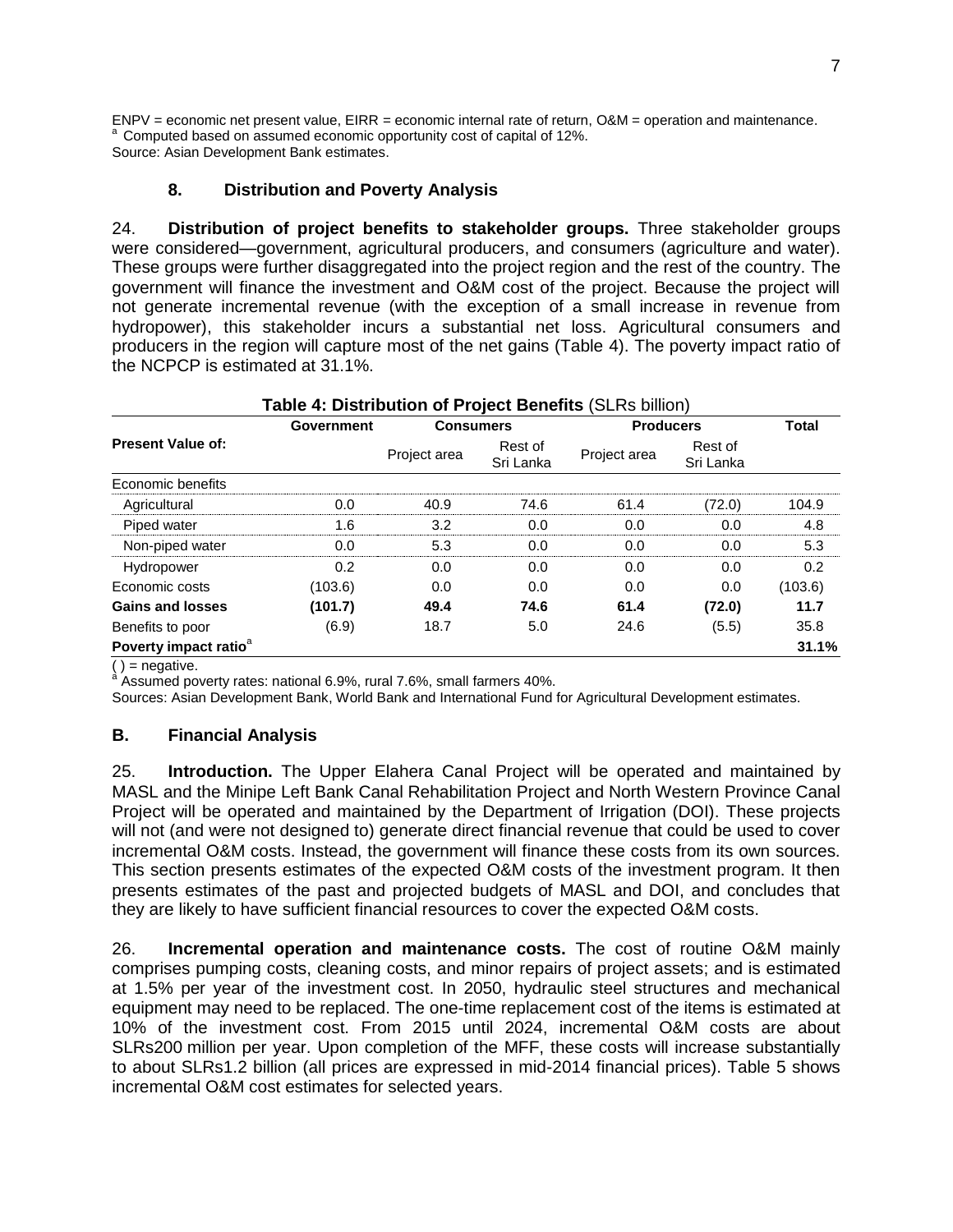ENPV = economic net present value, EIRR = economic internal rate of return, O&M = operation and maintenance.
[a] Computed based on assumed economic opportunity cost of capital of 12%.
Source: Asian Development Bank estimates.

### 8. Distribution and Poverty Analysis

24. **Distribution of project benefits to stakeholder groups.** Three stakeholder groups were considered—government, agricultural producers, and consumers (agriculture and water). These groups were further disaggregated into the project region and the rest of the country. The government will finance the investment and O&M cost of the project. Because the project will not generate incremental revenue (with the exception of a small increase in revenue from hydropower), this stakeholder incurs a substantial net loss. Agricultural consumers and producers in the region will capture most of the net gains (Table 4). The poverty impact ratio of the NCPCP is estimated at 31.1%.

**Table 4: Distribution of Project Benefits** (SLRs billion)

| Present Value of: | Government | Consumers | | Producers | | Total |
|---|---|---|---|---|---|---|
| | | Project area | Rest of Sri Lanka | Project area | Rest of Sri Lanka | |
| Economic benefits | | | | | | |
| Agricultural | 0.0 | 40.9 | 74.6 | 61.4 | (72.0) | 104.9 |
| Piped water | 1.6 | 3.2 | 0.0 | 0.0 | 0.0 | 4.8 |
| Non-piped water | 0.0 | 5.3 | 0.0 | 0.0 | 0.0 | 5.3 |
| Hydropower | 0.2 | 0.0 | 0.0 | 0.0 | 0.0 | 0.2 |
| Economic costs | (103.6) | 0.0 | 0.0 | 0.0 | 0.0 | (103.6) |
| **Gains and losses** | **(101.7)** | **49.4** | **74.6** | **61.4** | **(72.0)** | **11.7** |
| Benefits to poor | (6.9) | 18.7 | 5.0 | 24.6 | (5.5) | 35.8 |
| **Poverty impact ratio[a]** | | | | | | **31.1%** |

( ) = negative.
[a] Assumed poverty rates: national 6.9%, rural 7.6%, small farmers 40%.
Sources: Asian Development Bank, World Bank and International Fund for Agricultural Development estimates.

## B. Financial Analysis

25. **Introduction.** The Upper Elahera Canal Project will be operated and maintained by MASL and the Minipe Left Bank Canal Rehabilitation Project and North Western Province Canal Project will be operated and maintained by the Department of Irrigation (DOI). These projects will not (and were not designed to) generate direct financial revenue that could be used to cover incremental O&M costs. Instead, the government will finance these costs from its own sources. This section presents estimates of the expected O&M costs of the investment program. It then presents estimates of the past and projected budgets of MASL and DOI, and concludes that they are likely to have sufficient financial resources to cover the expected O&M costs.

26. **Incremental operation and maintenance costs.** The cost of routine O&M mainly comprises pumping costs, cleaning costs, and minor repairs of project assets; and is estimated at 1.5% per year of the investment cost. In 2050, hydraulic steel structures and mechanical equipment may need to be replaced. The one-time replacement cost of the items is estimated at 10% of the investment cost. From 2015 until 2024, incremental O&M costs are about SLRs200 million per year. Upon completion of the MFF, these costs will increase substantially to about SLRs1.2 billion (all prices are expressed in mid-2014 financial prices). Table 5 shows incremental O&M cost estimates for selected years.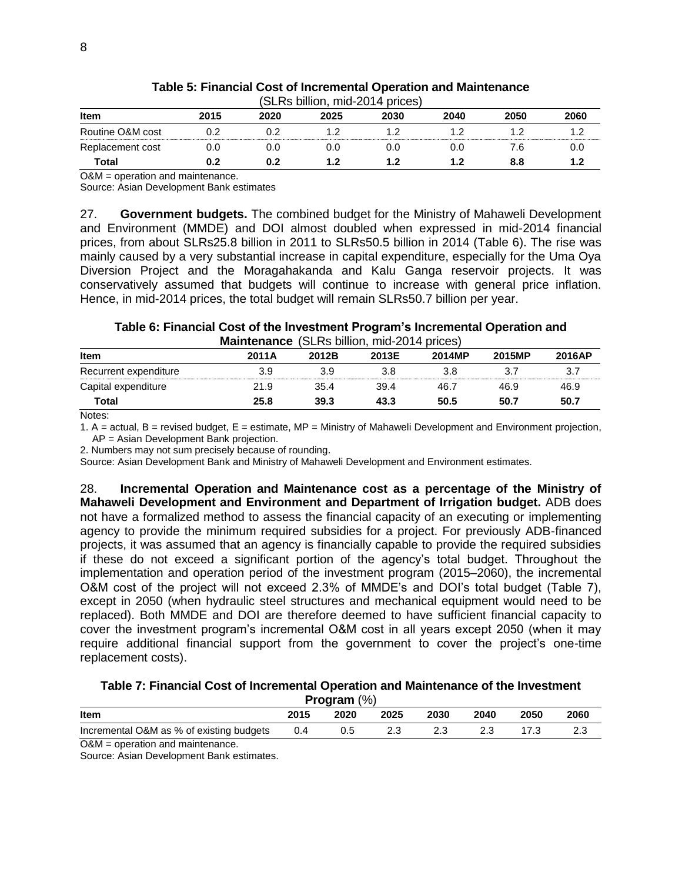**Table 5: Financial Cost of Incremental Operation and Maintenance**
(SLRs billion, mid-2014 prices)

| Item | 2015 | 2020 | 2025 | 2030 | 2040 | 2050 | 2060 |
|---|---|---|---|---|---|---|---|
| Routine O&M cost | 0.2 | 0.2 | 1.2 | 1.2 | 1.2 | 1.2 | 1.2 |
| Replacement cost | 0.0 | 0.0 | 0.0 | 0.0 | 0.0 | 7.6 | 0.0 |
| **Total** | **0.2** | **0.2** | **1.2** | **1.2** | **1.2** | **8.8** | **1.2** |

O&M = operation and maintenance.
Source: Asian Development Bank estimates

27. **Government budgets.** The combined budget for the Ministry of Mahaweli Development and Environment (MMDE) and DOI almost doubled when expressed in mid-2014 financial prices, from about SLRs25.8 billion in 2011 to SLRs50.5 billion in 2014 (Table 6). The rise was mainly caused by a very substantial increase in capital expenditure, especially for the Uma Oya Diversion Project and the Moragahakanda and Kalu Ganga reservoir projects. It was conservatively assumed that budgets will continue to increase with general price inflation. Hence, in mid-2014 prices, the total budget will remain SLRs50.7 billion per year.

**Table 6: Financial Cost of the Investment Program's Incremental Operation and Maintenance** (SLRs billion, mid-2014 prices)

| Item | 2011A | 2012B | 2013E | 2014MP | 2015MP | 2016AP |
|---|---|---|---|---|---|---|
| Recurrent expenditure | 3.9 | 3.9 | 3.8 | 3.8 | 3.7 | 3.7 |
| Capital expenditure | 21.9 | 35.4 | 39.4 | 46.7 | 46.9 | 46.9 |
| **Total** | **25.8** | **39.3** | **43.3** | **50.5** | **50.7** | **50.7** |

Notes:
1. A = actual, B = revised budget, E = estimate, MP = Ministry of Mahaweli Development and Environment projection, AP = Asian Development Bank projection.
2. Numbers may not sum precisely because of rounding.
Source: Asian Development Bank and Ministry of Mahaweli Development and Environment estimates.

28. **Incremental Operation and Maintenance cost as a percentage of the Ministry of Mahaweli Development and Environment and Department of Irrigation budget.** ADB does not have a formalized method to assess the financial capacity of an executing or implementing agency to provide the minimum required subsidies for a project. For previously ADB-financed projects, it was assumed that an agency is financially capable to provide the required subsidies if these do not exceed a significant portion of the agency's total budget. Throughout the implementation and operation period of the investment program (2015–2060), the incremental O&M cost of the project will not exceed 2.3% of MMDE's and DOI's total budget (Table 7), except in 2050 (when hydraulic steel structures and mechanical equipment would need to be replaced). Both MMDE and DOI are therefore deemed to have sufficient financial capacity to cover the investment program's incremental O&M cost in all years except 2050 (when it may require additional financial support from the government to cover the project's one-time replacement costs).

**Table 7: Financial Cost of Incremental Operation and Maintenance of the Investment Program** (%)

| Item | 2015 | 2020 | 2025 | 2030 | 2040 | 2050 | 2060 |
|---|---|---|---|---|---|---|---|
| Incremental O&M as % of existing budgets | 0.4 | 0.5 | 2.3 | 2.3 | 2.3 | 17.3 | 2.3 |

O&M = operation and maintenance.
Source: Asian Development Bank estimates.